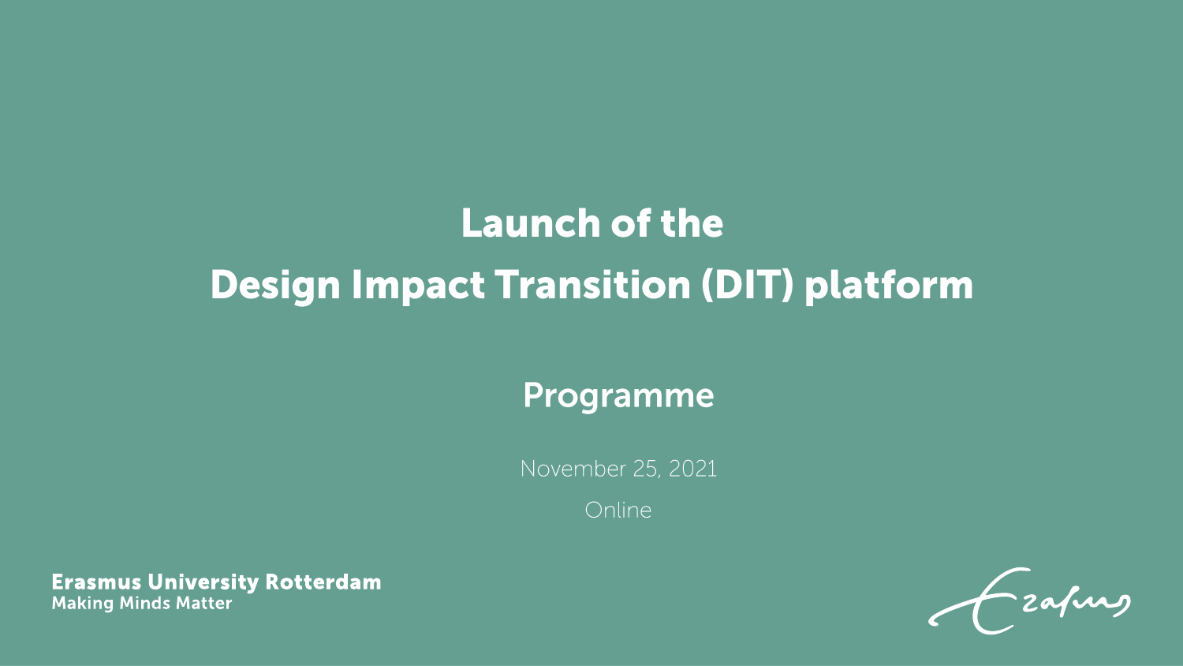# Launch of the Design Impact Transition (DIT) platform

## Programme

November 25, 2021

Online

**Erasmus University Rotterdam**
**Making Minds Matter**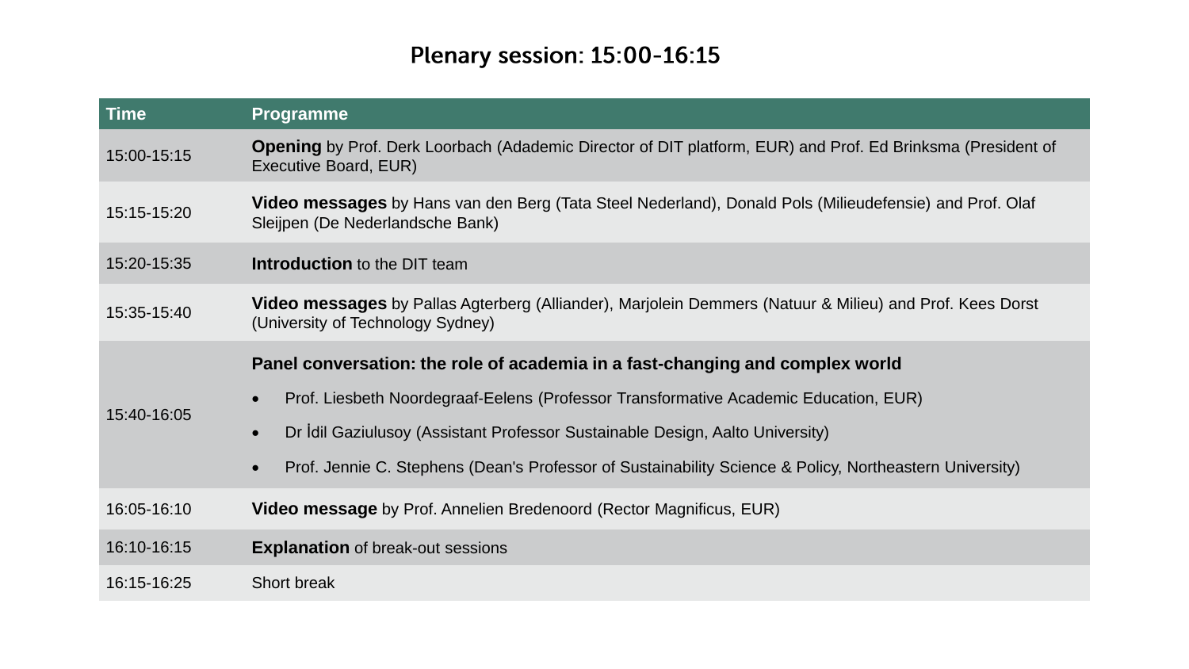## Plenary session: 15:00-16:15

| Time | Programme |
|---|---|
| 15:00-15:15 | **Opening** by Prof. Derk Loorbach (Adademic Director of DIT platform, EUR) and Prof. Ed Brinksma (President of Executive Board, EUR) |
| 15:15-15:20 | **Video messages** by Hans van den Berg (Tata Steel Nederland), Donald Pols (Milieudefensie) and Prof. Olaf Sleijpen (De Nederlandsche Bank) |
| 15:20-15:35 | **Introduction** to the DIT team |
| 15:35-15:40 | **Video messages** by Pallas Agterberg (Alliander), Marjolein Demmers (Natuur & Milieu) and Prof. Kees Dorst (University of Technology Sydney) |
| 15:40-16:05 | **Panel conversation: the role of academia in a fast-changing and complex world**<br>• Prof. Liesbeth Noordegraaf-Eelens (Professor Transformative Academic Education, EUR)<br>• Dr İdil Gaziulusoy (Assistant Professor Sustainable Design, Aalto University)<br>• Prof. Jennie C. Stephens (Dean's Professor of Sustainability Science & Policy, Northeastern University) |
| 16:05-16:10 | **Video message** by Prof. Annelien Bredenoord (Rector Magnificus, EUR) |
| 16:10-16:15 | **Explanation** of break-out sessions |
| 16:15-16:25 | Short break |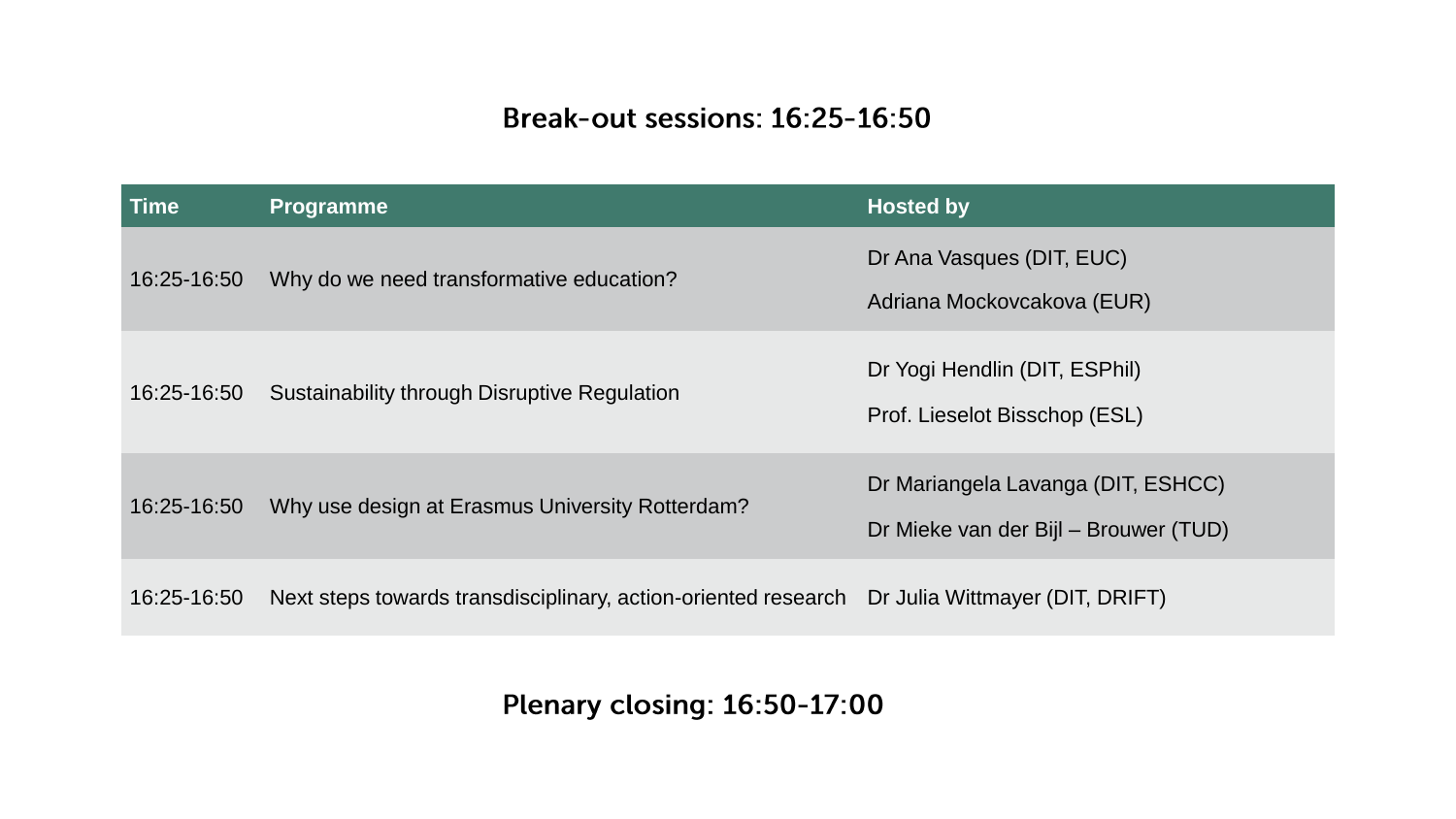## Break-out sessions: 16:25-16:50

| Time | Programme | Hosted by |
| --- | --- | --- |
| 16:25-16:50 | Why do we need transformative education? | Dr Ana Vasques (DIT, EUC)<br>Adriana Mockovcakova (EUR) |
| 16:25-16:50 | Sustainability through Disruptive Regulation | Dr Yogi Hendlin (DIT, ESPhil)<br>Prof. Lieselot Bisschop (ESL) |
| 16:25-16:50 | Why use design at Erasmus University Rotterdam? | Dr Mariangela Lavanga (DIT, ESHCC)<br>Dr Mieke van der Bijl – Brouwer (TUD) |
| 16:25-16:50 | Next steps towards transdisciplinary, action-oriented research | Dr Julia Wittmayer (DIT, DRIFT) |

## Plenary closing: 16:50-17:00